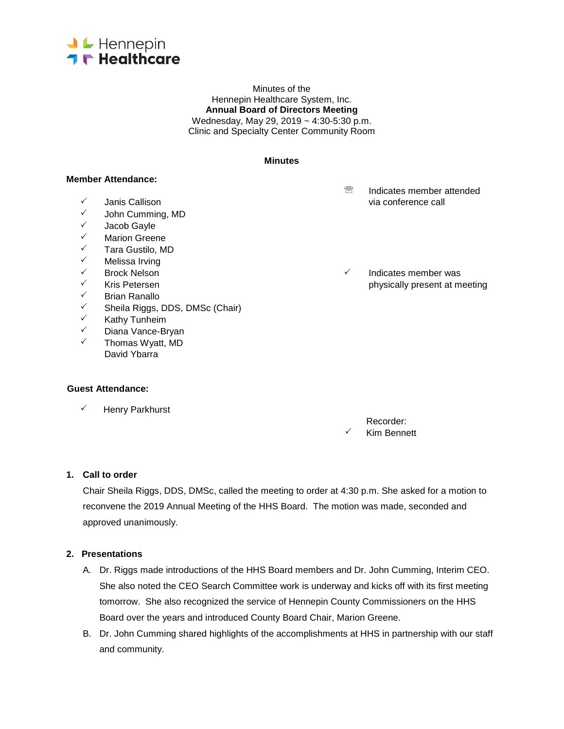Hennepin Healthcare

Minutes of the
Hennepin Healthcare System, Inc.
**Annual Board of Directors Meeting**
Wednesday, May 29, 2019 ~ 4:30-5:30 p.m.
Clinic and Specialty Center Community Room

**Minutes**

**Member Attendance:**

- ✓ Janis Callison
- ✓ John Cumming, MD
- ✓ Jacob Gayle
- ✓ Marion Greene
- ✓ Tara Gustilo, MD
- ✓ Melissa Irving
- ✓ Brock Nelson
- ✓ Kris Petersen
- ✓ Brian Ranallo
- ✓ Sheila Riggs, DDS, DMSc (Chair)
- ✓ Kathy Tunheim
- ✓ Diana Vance-Bryan
- ✓ Thomas Wyatt, MD
- David Ybarra

☏ Indicates member attended via conference call

✓ Indicates member was physically present at meeting

**Guest Attendance:**

- ✓ Henry Parkhurst

Recorder:
✓ Kim Bennett

**1. Call to order**

Chair Sheila Riggs, DDS, DMSc, called the meeting to order at 4:30 p.m. She asked for a motion to reconvene the 2019 Annual Meeting of the HHS Board. The motion was made, seconded and approved unanimously.

**2. Presentations**

A. Dr. Riggs made introductions of the HHS Board members and Dr. John Cumming, Interim CEO. She also noted the CEO Search Committee work is underway and kicks off with its first meeting tomorrow. She also recognized the service of Hennepin County Commissioners on the HHS Board over the years and introduced County Board Chair, Marion Greene.

B. Dr. John Cumming shared highlights of the accomplishments at HHS in partnership with our staff and community.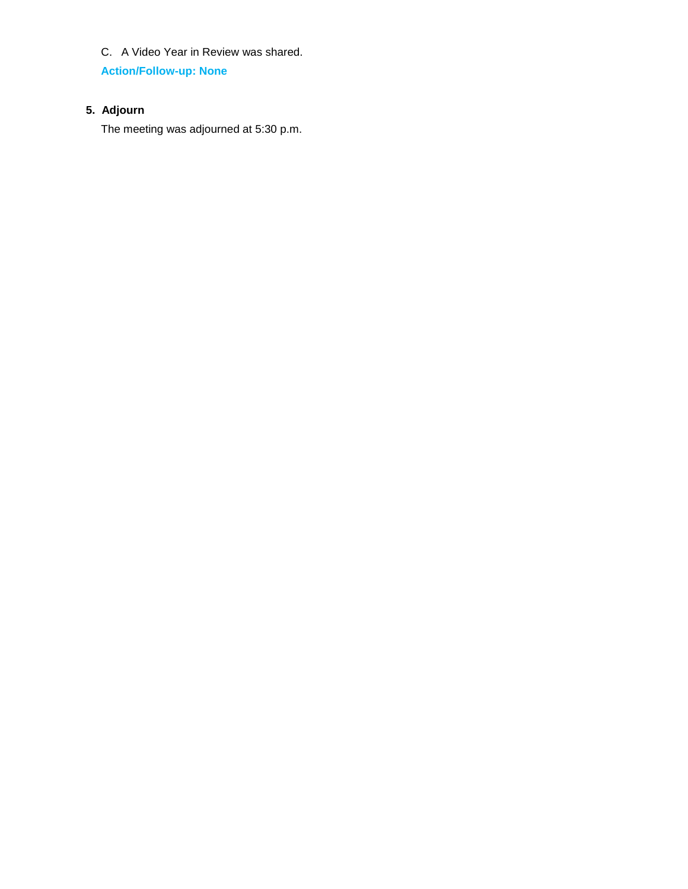C. A Video Year in Review was shared.

**Action/Follow-up: None**

5. **Adjourn**

   The meeting was adjourned at 5:30 p.m.